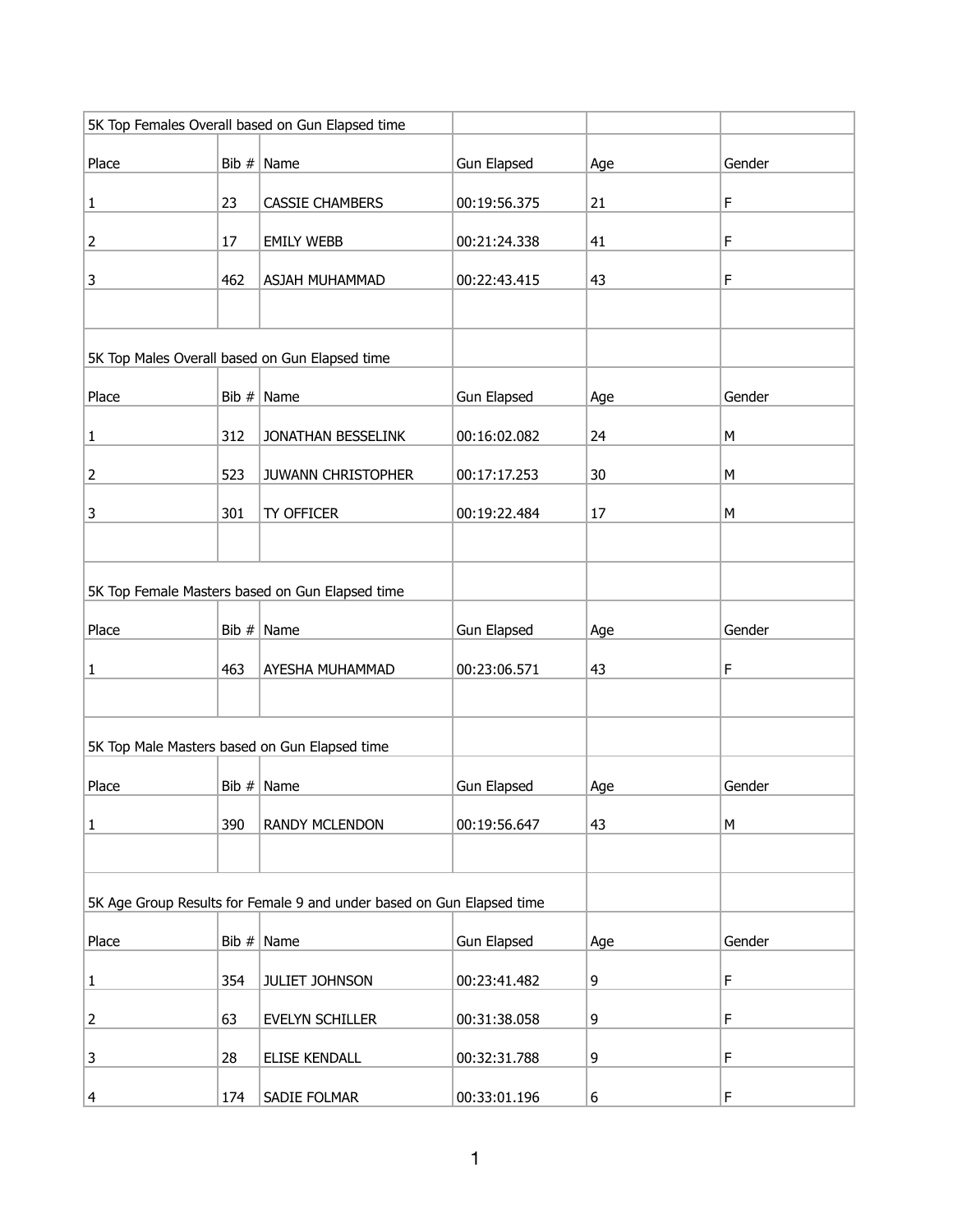| 5K Top Females Overall based on Gun Elapsed time | | | | | |
|---|---|---|---|---|---|
| Place | Bib # | Name | Gun Elapsed | Age | Gender |
| 1 | 23 | CASSIE CHAMBERS | 00:19:56.375 | 21 | F |
| 2 | 17 | EMILY WEBB | 00:21:24.338 | 41 | F |
| 3 | 462 | ASJAH MUHAMMAD | 00:22:43.415 | 43 | F |

| 5K Top Males Overall based on Gun Elapsed time | | | | | |
|---|---|---|---|---|---|
| Place | Bib # | Name | Gun Elapsed | Age | Gender |
| 1 | 312 | JONATHAN BESSELINK | 00:16:02.082 | 24 | M |
| 2 | 523 | JUWANN CHRISTOPHER | 00:17:17.253 | 30 | M |
| 3 | 301 | TY OFFICER | 00:19:22.484 | 17 | M |

| 5K Top Female Masters based on Gun Elapsed time | | | | | |
|---|---|---|---|---|---|
| Place | Bib # | Name | Gun Elapsed | Age | Gender |
| 1 | 463 | AYESHA MUHAMMAD | 00:23:06.571 | 43 | F |

| 5K Top Male Masters based on Gun Elapsed time | | | | | |
|---|---|---|---|---|---|
| Place | Bib # | Name | Gun Elapsed | Age | Gender |
| 1 | 390 | RANDY MCLENDON | 00:19:56.647 | 43 | M |

| 5K Age Group Results for Female 9 and under based on Gun Elapsed time | | | | | |
|---|---|---|---|---|---|
| Place | Bib # | Name | Gun Elapsed | Age | Gender |
| 1 | 354 | JULIET JOHNSON | 00:23:41.482 | 9 | F |
| 2 | 63 | EVELYN SCHILLER | 00:31:38.058 | 9 | F |
| 3 | 28 | ELISE KENDALL | 00:32:31.788 | 9 | F |
| 4 | 174 | SADIE FOLMAR | 00:33:01.196 | 6 | F |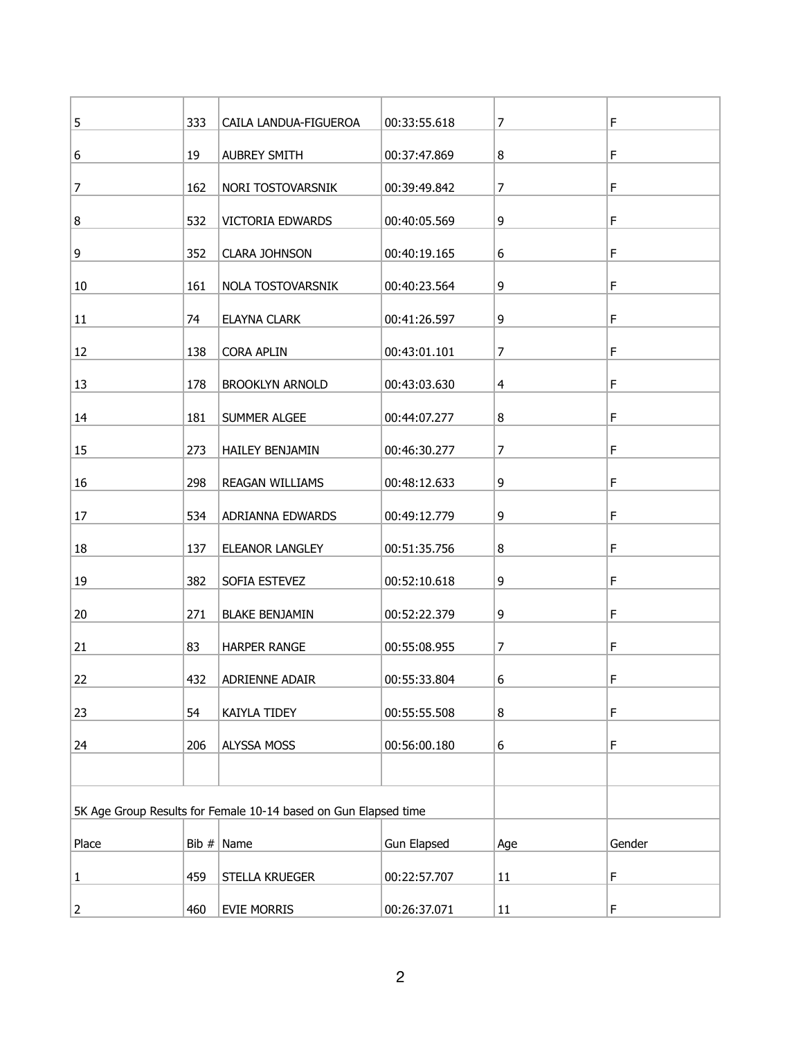| | | | | | |
|---|---|---|---|---|---|
| 5 | 333 | CAILA LANDUA-FIGUEROA | 00:33:55.618 | 7 | F |
| 6 | 19 | AUBREY SMITH | 00:37:47.869 | 8 | F |
| 7 | 162 | NORI TOSTOVARSNIK | 00:39:49.842 | 7 | F |
| 8 | 532 | VICTORIA EDWARDS | 00:40:05.569 | 9 | F |
| 9 | 352 | CLARA JOHNSON | 00:40:19.165 | 6 | F |
| 10 | 161 | NOLA TOSTOVARSNIK | 00:40:23.564 | 9 | F |
| 11 | 74 | ELAYNA CLARK | 00:41:26.597 | 9 | F |
| 12 | 138 | CORA APLIN | 00:43:01.101 | 7 | F |
| 13 | 178 | BROOKLYN ARNOLD | 00:43:03.630 | 4 | F |
| 14 | 181 | SUMMER ALGEE | 00:44:07.277 | 8 | F |
| 15 | 273 | HAILEY BENJAMIN | 00:46:30.277 | 7 | F |
| 16 | 298 | REAGAN WILLIAMS | 00:48:12.633 | 9 | F |
| 17 | 534 | ADRIANNA EDWARDS | 00:49:12.779 | 9 | F |
| 18 | 137 | ELEANOR LANGLEY | 00:51:35.756 | 8 | F |
| 19 | 382 | SOFIA ESTEVEZ | 00:52:10.618 | 9 | F |
| 20 | 271 | BLAKE BENJAMIN | 00:52:22.379 | 9 | F |
| 21 | 83 | HARPER RANGE | 00:55:08.955 | 7 | F |
| 22 | 432 | ADRIENNE ADAIR | 00:55:33.804 | 6 | F |
| 23 | 54 | KAIYLA TIDEY | 00:55:55.508 | 8 | F |
| 24 | 206 | ALYSSA MOSS | 00:56:00.180 | 6 | F |

5K Age Group Results for Female 10-14 based on Gun Elapsed time

| Place | Bib # | Name | Gun Elapsed | Age | Gender |
|---|---|---|---|---|---|
| 1 | 459 | STELLA KRUEGER | 00:22:57.707 | 11 | F |
| 2 | 460 | EVIE MORRIS | 00:26:37.071 | 11 | F |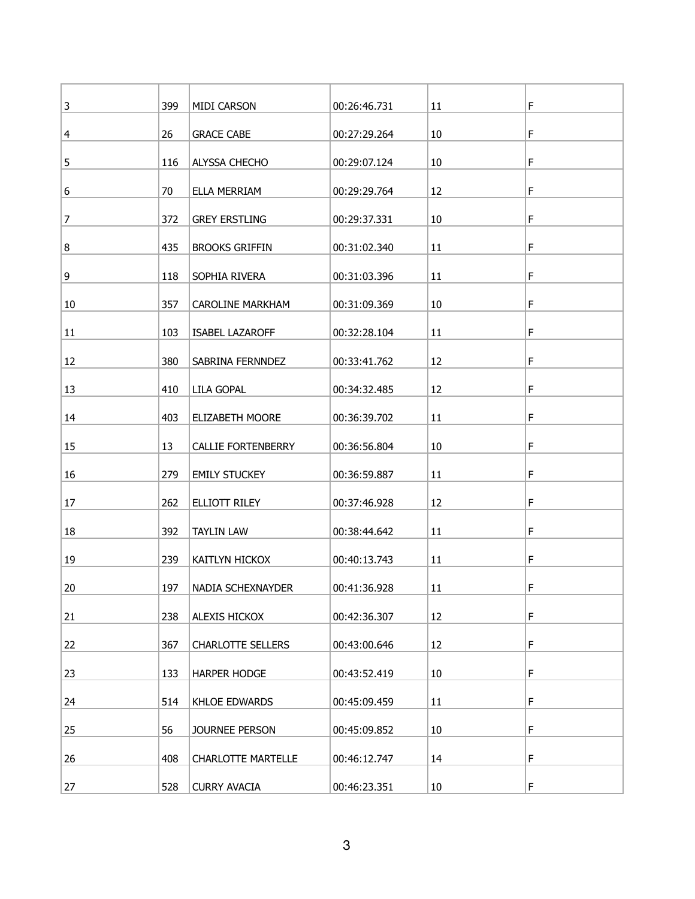| | | | | | |
|---|---|---|---|---|---|
| 3 | 399 | MIDI CARSON | 00:26:46.731 | 11 | F |
| 4 | 26 | GRACE CABE | 00:27:29.264 | 10 | F |
| 5 | 116 | ALYSSA CHECHO | 00:29:07.124 | 10 | F |
| 6 | 70 | ELLA MERRIAM | 00:29:29.764 | 12 | F |
| 7 | 372 | GREY ERSTLING | 00:29:37.331 | 10 | F |
| 8 | 435 | BROOKS GRIFFIN | 00:31:02.340 | 11 | F |
| 9 | 118 | SOPHIA RIVERA | 00:31:03.396 | 11 | F |
| 10 | 357 | CAROLINE MARKHAM | 00:31:09.369 | 10 | F |
| 11 | 103 | ISABEL LAZAROFF | 00:32:28.104 | 11 | F |
| 12 | 380 | SABRINA FERNNDEZ | 00:33:41.762 | 12 | F |
| 13 | 410 | LILA GOPAL | 00:34:32.485 | 12 | F |
| 14 | 403 | ELIZABETH MOORE | 00:36:39.702 | 11 | F |
| 15 | 13 | CALLIE FORTENBERRY | 00:36:56.804 | 10 | F |
| 16 | 279 | EMILY STUCKEY | 00:36:59.887 | 11 | F |
| 17 | 262 | ELLIOTT RILEY | 00:37:46.928 | 12 | F |
| 18 | 392 | TAYLIN LAW | 00:38:44.642 | 11 | F |
| 19 | 239 | KAITLYN HICKOX | 00:40:13.743 | 11 | F |
| 20 | 197 | NADIA SCHEXNAYDER | 00:41:36.928 | 11 | F |
| 21 | 238 | ALEXIS HICKOX | 00:42:36.307 | 12 | F |
| 22 | 367 | CHARLOTTE SELLERS | 00:43:00.646 | 12 | F |
| 23 | 133 | HARPER HODGE | 00:43:52.419 | 10 | F |
| 24 | 514 | KHLOE EDWARDS | 00:45:09.459 | 11 | F |
| 25 | 56 | JOURNEE PERSON | 00:45:09.852 | 10 | F |
| 26 | 408 | CHARLOTTE MARTELLE | 00:46:12.747 | 14 | F |
| 27 | 528 | CURRY AVACIA | 00:46:23.351 | 10 | F |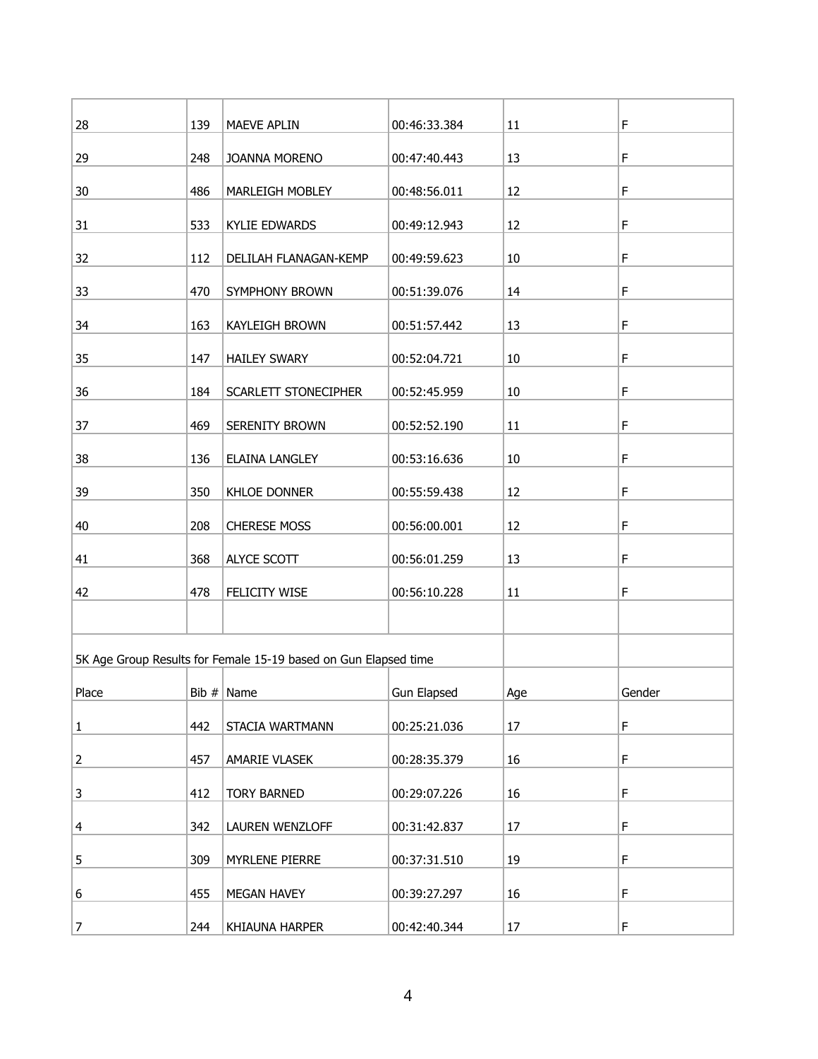| | | | | | |
|---|---|---|---|---|---|
| 28 | 139 | MAEVE APLIN | 00:46:33.384 | 11 | F |
| 29 | 248 | JOANNA MORENO | 00:47:40.443 | 13 | F |
| 30 | 486 | MARLEIGH MOBLEY | 00:48:56.011 | 12 | F |
| 31 | 533 | KYLIE EDWARDS | 00:49:12.943 | 12 | F |
| 32 | 112 | DELILAH FLANAGAN-KEMP | 00:49:59.623 | 10 | F |
| 33 | 470 | SYMPHONY BROWN | 00:51:39.076 | 14 | F |
| 34 | 163 | KAYLEIGH BROWN | 00:51:57.442 | 13 | F |
| 35 | 147 | HAILEY SWARY | 00:52:04.721 | 10 | F |
| 36 | 184 | SCARLETT STONECIPHER | 00:52:45.959 | 10 | F |
| 37 | 469 | SERENITY BROWN | 00:52:52.190 | 11 | F |
| 38 | 136 | ELAINA LANGLEY | 00:53:16.636 | 10 | F |
| 39 | 350 | KHLOE DONNER | 00:55:59.438 | 12 | F |
| 40 | 208 | CHERESE MOSS | 00:56:00.001 | 12 | F |
| 41 | 368 | ALYCE SCOTT | 00:56:01.259 | 13 | F |
| 42 | 478 | FELICITY WISE | 00:56:10.228 | 11 | F |

5K Age Group Results for Female 15-19 based on Gun Elapsed time

| Place | Bib # | Name | Gun Elapsed | Age | Gender |
|---|---|---|---|---|---|
| 1 | 442 | STACIA WARTMANN | 00:25:21.036 | 17 | F |
| 2 | 457 | AMARIE VLASEK | 00:28:35.379 | 16 | F |
| 3 | 412 | TORY BARNED | 00:29:07.226 | 16 | F |
| 4 | 342 | LAUREN WENZLOFF | 00:31:42.837 | 17 | F |
| 5 | 309 | MYRLENE PIERRE | 00:37:31.510 | 19 | F |
| 6 | 455 | MEGAN HAVEY | 00:39:27.297 | 16 | F |
| 7 | 244 | KHIAUNA HARPER | 00:42:40.344 | 17 | F |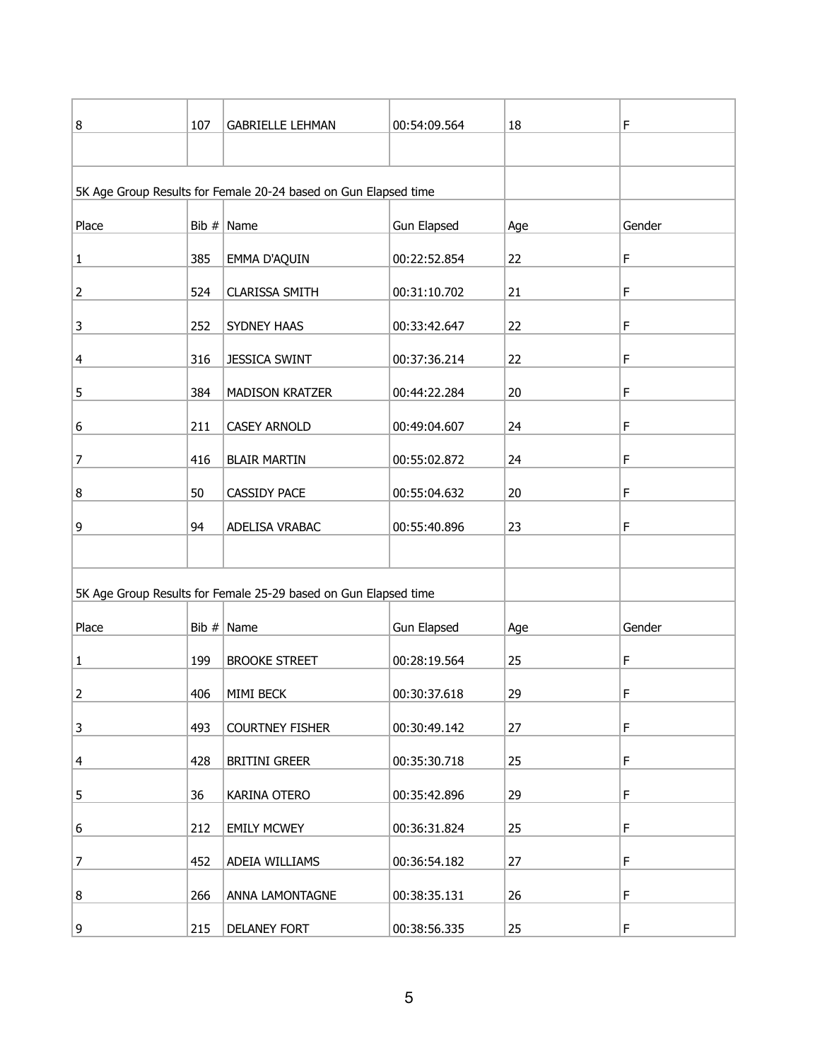| 8 | 107 | GABRIELLE LEHMAN | 00:54:09.564 | 18 | F |
|---|---|---|---|---|---|

5K Age Group Results for Female 20-24 based on Gun Elapsed time

| Place | Bib # | Name | Gun Elapsed | Age | Gender |
|---|---|---|---|---|---|
| 1 | 385 | EMMA D'AQUIN | 00:22:52.854 | 22 | F |
| 2 | 524 | CLARISSA SMITH | 00:31:10.702 | 21 | F |
| 3 | 252 | SYDNEY HAAS | 00:33:42.647 | 22 | F |
| 4 | 316 | JESSICA SWINT | 00:37:36.214 | 22 | F |
| 5 | 384 | MADISON KRATZER | 00:44:22.284 | 20 | F |
| 6 | 211 | CASEY ARNOLD | 00:49:04.607 | 24 | F |
| 7 | 416 | BLAIR MARTIN | 00:55:02.872 | 24 | F |
| 8 | 50 | CASSIDY PACE | 00:55:04.632 | 20 | F |
| 9 | 94 | ADELISA VRABAC | 00:55:40.896 | 23 | F |

5K Age Group Results for Female 25-29 based on Gun Elapsed time

| Place | Bib # | Name | Gun Elapsed | Age | Gender |
|---|---|---|---|---|---|
| 1 | 199 | BROOKE STREET | 00:28:19.564 | 25 | F |
| 2 | 406 | MIMI BECK | 00:30:37.618 | 29 | F |
| 3 | 493 | COURTNEY FISHER | 00:30:49.142 | 27 | F |
| 4 | 428 | BRITINI GREER | 00:35:30.718 | 25 | F |
| 5 | 36 | KARINA OTERO | 00:35:42.896 | 29 | F |
| 6 | 212 | EMILY MCWEY | 00:36:31.824 | 25 | F |
| 7 | 452 | ADEIA WILLIAMS | 00:36:54.182 | 27 | F |
| 8 | 266 | ANNA LAMONTAGNE | 00:38:35.131 | 26 | F |
| 9 | 215 | DELANEY FORT | 00:38:56.335 | 25 | F |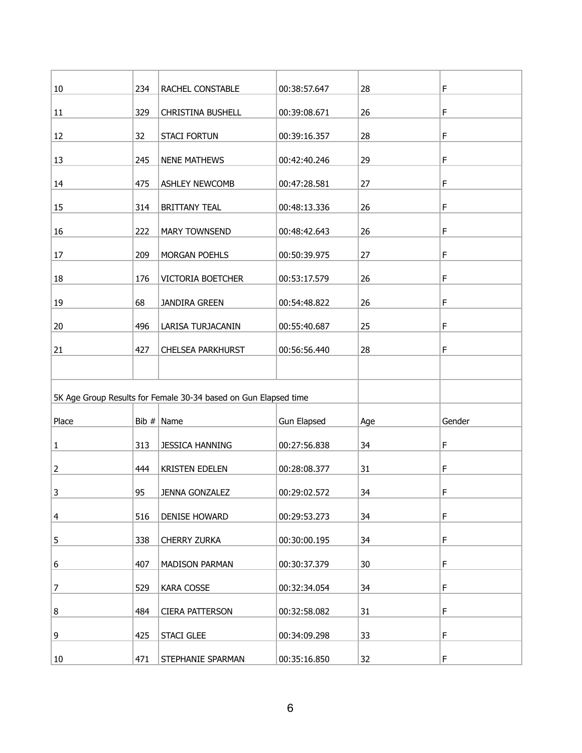| | | | | | |
|---|---|---|---|---|---|
| 10 | 234 | RACHEL CONSTABLE | 00:38:57.647 | 28 | F |
| 11 | 329 | CHRISTINA BUSHELL | 00:39:08.671 | 26 | F |
| 12 | 32 | STACI FORTUN | 00:39:16.357 | 28 | F |
| 13 | 245 | NENE MATHEWS | 00:42:40.246 | 29 | F |
| 14 | 475 | ASHLEY NEWCOMB | 00:47:28.581 | 27 | F |
| 15 | 314 | BRITTANY TEAL | 00:48:13.336 | 26 | F |
| 16 | 222 | MARY TOWNSEND | 00:48:42.643 | 26 | F |
| 17 | 209 | MORGAN POEHLS | 00:50:39.975 | 27 | F |
| 18 | 176 | VICTORIA BOETCHER | 00:53:17.579 | 26 | F |
| 19 | 68 | JANDIRA GREEN | 00:54:48.822 | 26 | F |
| 20 | 496 | LARISA TURJACANIN | 00:55:40.687 | 25 | F |
| 21 | 427 | CHELSEA PARKHURST | 00:56:56.440 | 28 | F |

5K Age Group Results for Female 30-34 based on Gun Elapsed time

| Place | Bib # | Name | Gun Elapsed | Age | Gender |
|---|---|---|---|---|---|
| 1 | 313 | JESSICA HANNING | 00:27:56.838 | 34 | F |
| 2 | 444 | KRISTEN EDELEN | 00:28:08.377 | 31 | F |
| 3 | 95 | JENNA GONZALEZ | 00:29:02.572 | 34 | F |
| 4 | 516 | DENISE HOWARD | 00:29:53.273 | 34 | F |
| 5 | 338 | CHERRY ZURKA | 00:30:00.195 | 34 | F |
| 6 | 407 | MADISON PARMAN | 00:30:37.379 | 30 | F |
| 7 | 529 | KARA COSSE | 00:32:34.054 | 34 | F |
| 8 | 484 | CIERA PATTERSON | 00:32:58.082 | 31 | F |
| 9 | 425 | STACI GLEE | 00:34:09.298 | 33 | F |
| 10 | 471 | STEPHANIE SPARMAN | 00:35:16.850 | 32 | F |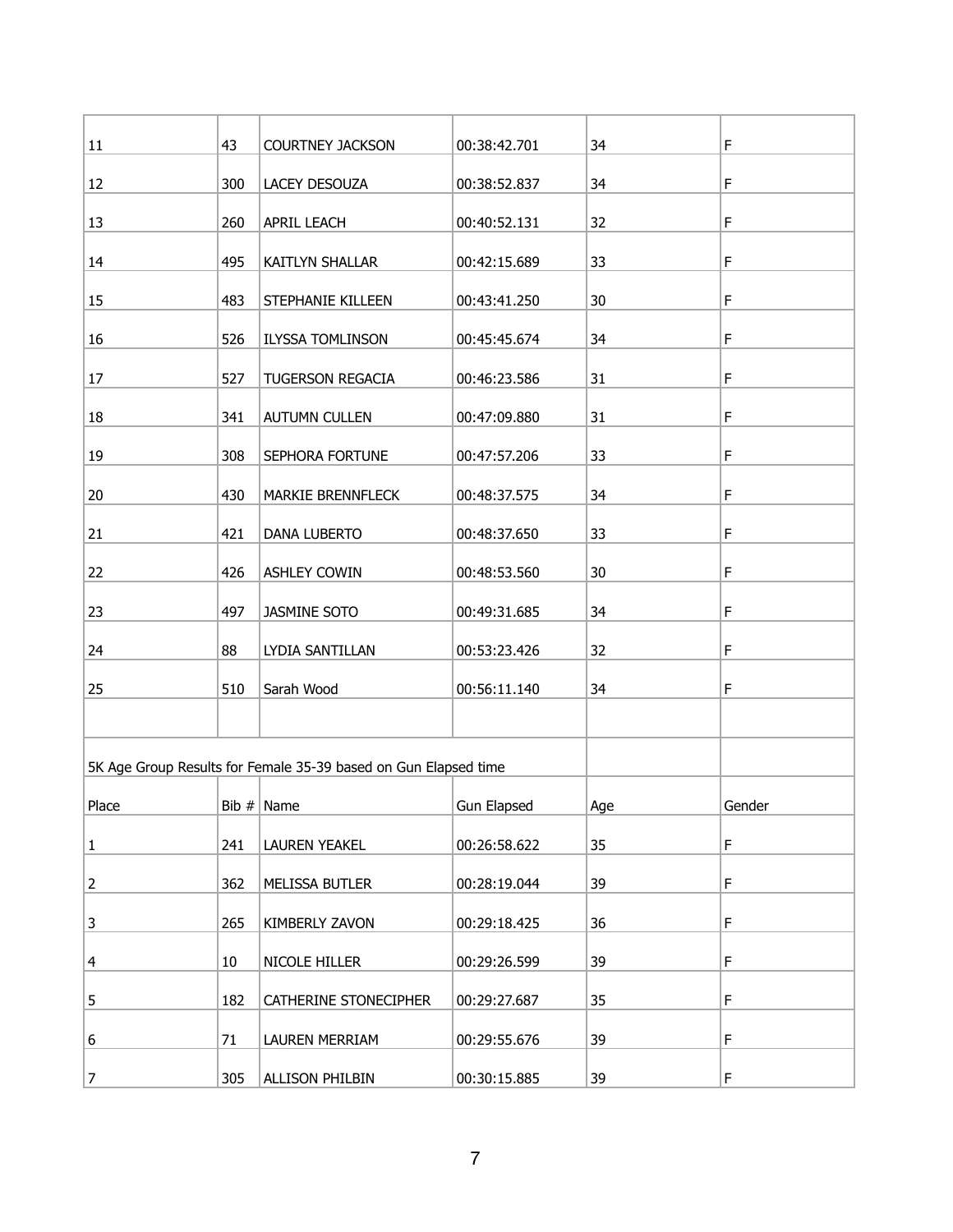| | | | | | |
|---|---|---|---|---|---|
| 11 | 43 | COURTNEY JACKSON | 00:38:42.701 | 34 | F |
| 12 | 300 | LACEY DESOUZA | 00:38:52.837 | 34 | F |
| 13 | 260 | APRIL LEACH | 00:40:52.131 | 32 | F |
| 14 | 495 | KAITLYN SHALLAR | 00:42:15.689 | 33 | F |
| 15 | 483 | STEPHANIE KILLEEN | 00:43:41.250 | 30 | F |
| 16 | 526 | ILYSSA TOMLINSON | 00:45:45.674 | 34 | F |
| 17 | 527 | TUGERSON REGACIA | 00:46:23.586 | 31 | F |
| 18 | 341 | AUTUMN CULLEN | 00:47:09.880 | 31 | F |
| 19 | 308 | SEPHORA FORTUNE | 00:47:57.206 | 33 | F |
| 20 | 430 | MARKIE BRENNFLECK | 00:48:37.575 | 34 | F |
| 21 | 421 | DANA LUBERTO | 00:48:37.650 | 33 | F |
| 22 | 426 | ASHLEY COWIN | 00:48:53.560 | 30 | F |
| 23 | 497 | JASMINE SOTO | 00:49:31.685 | 34 | F |
| 24 | 88 | LYDIA SANTILLAN | 00:53:23.426 | 32 | F |
| 25 | 510 | Sarah Wood | 00:56:11.140 | 34 | F |
| | | | | | |
| 5K Age Group Results for Female 35-39 based on Gun Elapsed time | | | | | |
| Place | Bib # | Name | Gun Elapsed | Age | Gender |
| 1 | 241 | LAUREN YEAKEL | 00:26:58.622 | 35 | F |
| 2 | 362 | MELISSA BUTLER | 00:28:19.044 | 39 | F |
| 3 | 265 | KIMBERLY ZAVON | 00:29:18.425 | 36 | F |
| 4 | 10 | NICOLE HILLER | 00:29:26.599 | 39 | F |
| 5 | 182 | CATHERINE STONECIPHER | 00:29:27.687 | 35 | F |
| 6 | 71 | LAUREN MERRIAM | 00:29:55.676 | 39 | F |
| 7 | 305 | ALLISON PHILBIN | 00:30:15.885 | 39 | F |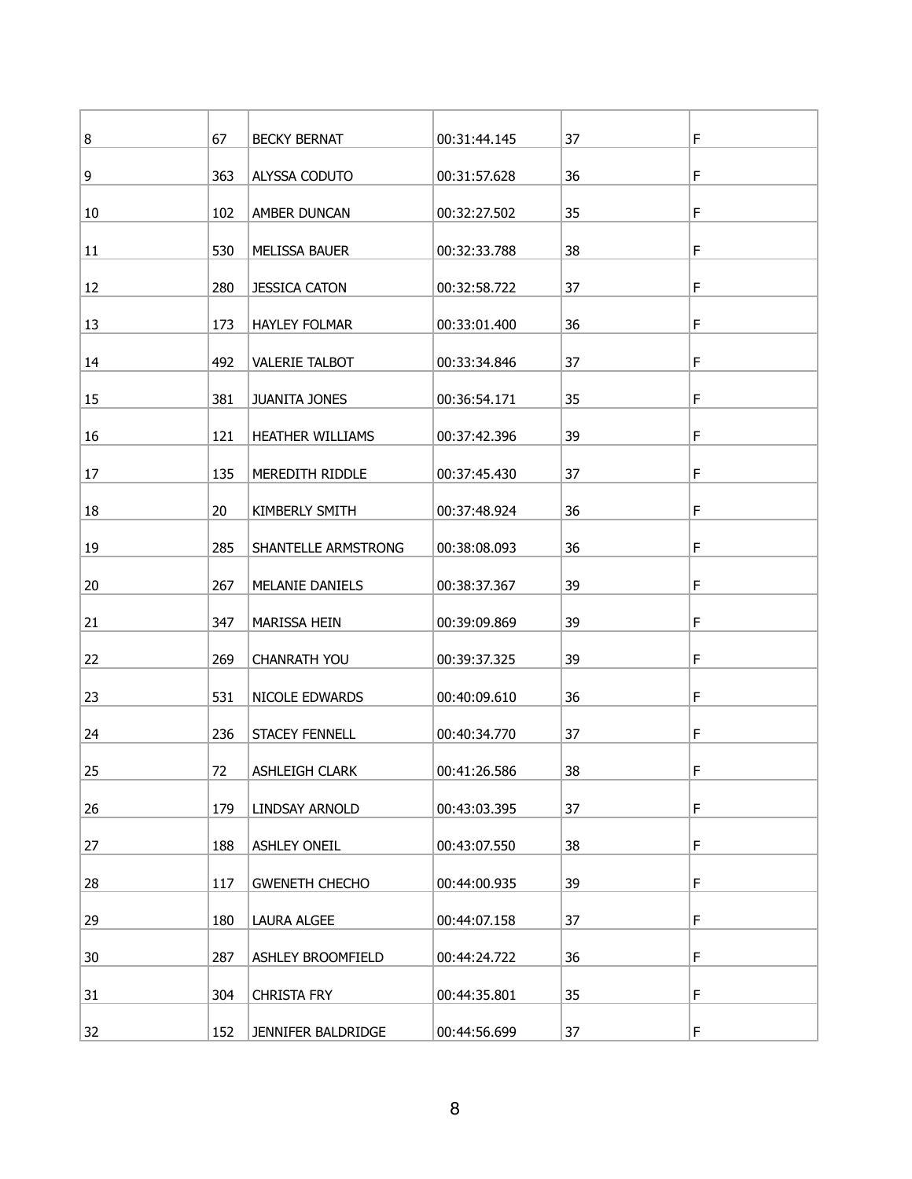| | | | | | |
|---|---|---|---|---|---|
| 8 | 67 | BECKY BERNAT | 00:31:44.145 | 37 | F |
| 9 | 363 | ALYSSA CODUTO | 00:31:57.628 | 36 | F |
| 10 | 102 | AMBER DUNCAN | 00:32:27.502 | 35 | F |
| 11 | 530 | MELISSA BAUER | 00:32:33.788 | 38 | F |
| 12 | 280 | JESSICA CATON | 00:32:58.722 | 37 | F |
| 13 | 173 | HAYLEY FOLMAR | 00:33:01.400 | 36 | F |
| 14 | 492 | VALERIE TALBOT | 00:33:34.846 | 37 | F |
| 15 | 381 | JUANITA JONES | 00:36:54.171 | 35 | F |
| 16 | 121 | HEATHER WILLIAMS | 00:37:42.396 | 39 | F |
| 17 | 135 | MEREDITH RIDDLE | 00:37:45.430 | 37 | F |
| 18 | 20 | KIMBERLY SMITH | 00:37:48.924 | 36 | F |
| 19 | 285 | SHANTELLE ARMSTRONG | 00:38:08.093 | 36 | F |
| 20 | 267 | MELANIE DANIELS | 00:38:37.367 | 39 | F |
| 21 | 347 | MARISSA HEIN | 00:39:09.869 | 39 | F |
| 22 | 269 | CHANRATH YOU | 00:39:37.325 | 39 | F |
| 23 | 531 | NICOLE EDWARDS | 00:40:09.610 | 36 | F |
| 24 | 236 | STACEY FENNELL | 00:40:34.770 | 37 | F |
| 25 | 72 | ASHLEIGH CLARK | 00:41:26.586 | 38 | F |
| 26 | 179 | LINDSAY ARNOLD | 00:43:03.395 | 37 | F |
| 27 | 188 | ASHLEY ONEIL | 00:43:07.550 | 38 | F |
| 28 | 117 | GWENETH CHECHO | 00:44:00.935 | 39 | F |
| 29 | 180 | LAURA ALGEE | 00:44:07.158 | 37 | F |
| 30 | 287 | ASHLEY BROOMFIELD | 00:44:24.722 | 36 | F |
| 31 | 304 | CHRISTA FRY | 00:44:35.801 | 35 | F |
| 32 | 152 | JENNIFER BALDRIDGE | 00:44:56.699 | 37 | F |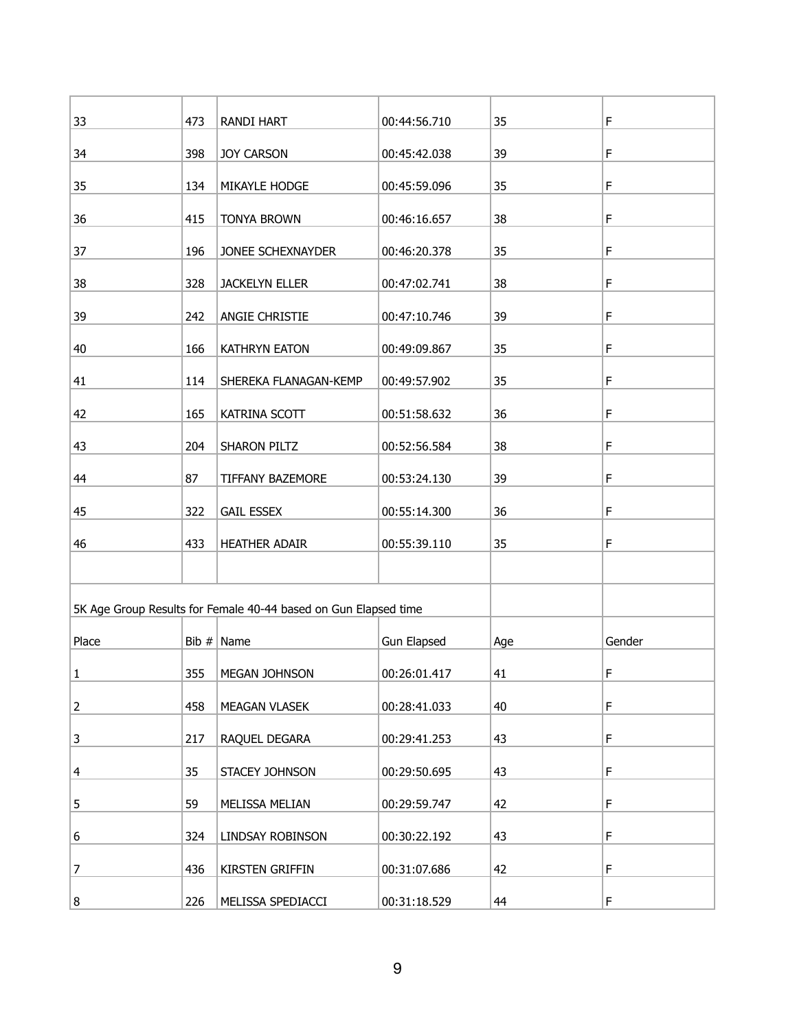| | | | | | |
|---|---|---|---|---|---|
| 33 | 473 | RANDI HART | 00:44:56.710 | 35 | F |
| 34 | 398 | JOY CARSON | 00:45:42.038 | 39 | F |
| 35 | 134 | MIKAYLE HODGE | 00:45:59.096 | 35 | F |
| 36 | 415 | TONYA BROWN | 00:46:16.657 | 38 | F |
| 37 | 196 | JONEE SCHEXNAYDER | 00:46:20.378 | 35 | F |
| 38 | 328 | JACKELYN ELLER | 00:47:02.741 | 38 | F |
| 39 | 242 | ANGIE CHRISTIE | 00:47:10.746 | 39 | F |
| 40 | 166 | KATHRYN EATON | 00:49:09.867 | 35 | F |
| 41 | 114 | SHEREKA FLANAGAN-KEMP | 00:49:57.902 | 35 | F |
| 42 | 165 | KATRINA SCOTT | 00:51:58.632 | 36 | F |
| 43 | 204 | SHARON PILTZ | 00:52:56.584 | 38 | F |
| 44 | 87 | TIFFANY BAZEMORE | 00:53:24.130 | 39 | F |
| 45 | 322 | GAIL ESSEX | 00:55:14.300 | 36 | F |
| 46 | 433 | HEATHER ADAIR | 00:55:39.110 | 35 | F |

5K Age Group Results for Female 40-44 based on Gun Elapsed time

| Place | Bib # | Name | Gun Elapsed | Age | Gender |
|---|---|---|---|---|---|
| 1 | 355 | MEGAN JOHNSON | 00:26:01.417 | 41 | F |
| 2 | 458 | MEAGAN VLASEK | 00:28:41.033 | 40 | F |
| 3 | 217 | RAQUEL DEGARA | 00:29:41.253 | 43 | F |
| 4 | 35 | STACEY JOHNSON | 00:29:50.695 | 43 | F |
| 5 | 59 | MELISSA MELIAN | 00:29:59.747 | 42 | F |
| 6 | 324 | LINDSAY ROBINSON | 00:30:22.192 | 43 | F |
| 7 | 436 | KIRSTEN GRIFFIN | 00:31:07.686 | 42 | F |
| 8 | 226 | MELISSA SPEDIACCI | 00:31:18.529 | 44 | F |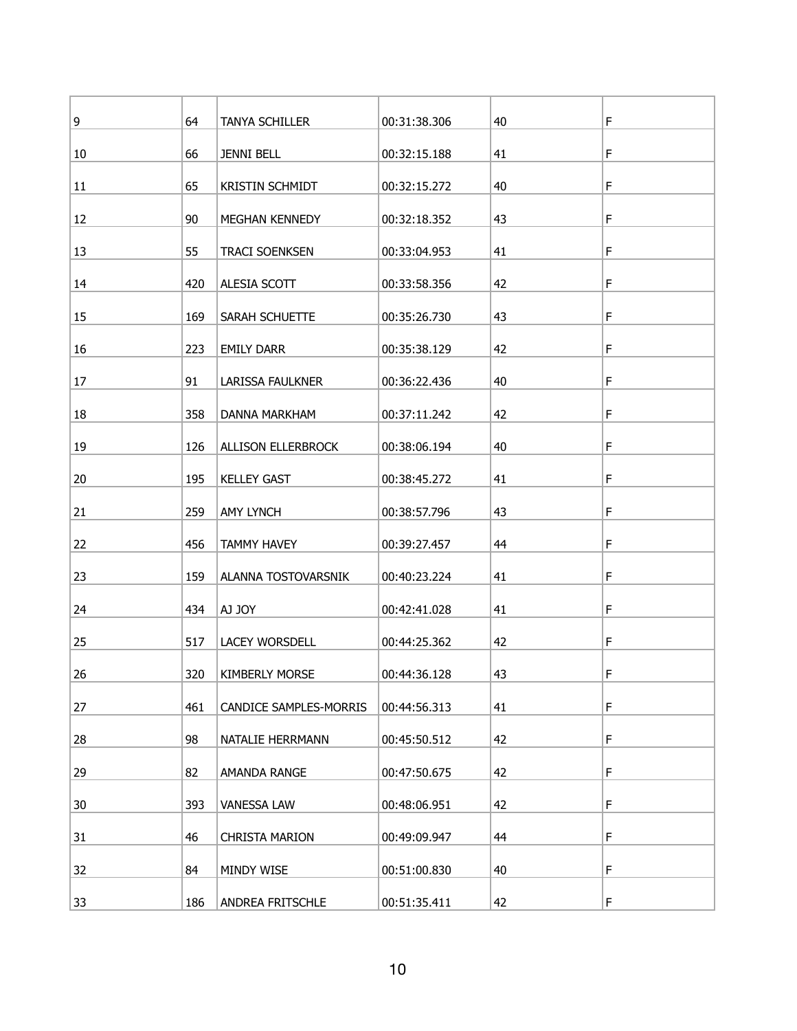| 9 | 64 | TANYA SCHILLER | 00:31:38.306 | 40 | F |
|---|---|---|---|---|---|
| 10 | 66 | JENNI BELL | 00:32:15.188 | 41 | F |
| 11 | 65 | KRISTIN SCHMIDT | 00:32:15.272 | 40 | F |
| 12 | 90 | MEGHAN KENNEDY | 00:32:18.352 | 43 | F |
| 13 | 55 | TRACI SOENKSEN | 00:33:04.953 | 41 | F |
| 14 | 420 | ALESIA SCOTT | 00:33:58.356 | 42 | F |
| 15 | 169 | SARAH SCHUETTE | 00:35:26.730 | 43 | F |
| 16 | 223 | EMILY DARR | 00:35:38.129 | 42 | F |
| 17 | 91 | LARISSA FAULKNER | 00:36:22.436 | 40 | F |
| 18 | 358 | DANNA MARKHAM | 00:37:11.242 | 42 | F |
| 19 | 126 | ALLISON ELLERBROCK | 00:38:06.194 | 40 | F |
| 20 | 195 | KELLEY GAST | 00:38:45.272 | 41 | F |
| 21 | 259 | AMY LYNCH | 00:38:57.796 | 43 | F |
| 22 | 456 | TAMMY HAVEY | 00:39:27.457 | 44 | F |
| 23 | 159 | ALANNA TOSTOVARSNIK | 00:40:23.224 | 41 | F |
| 24 | 434 | AJ JOY | 00:42:41.028 | 41 | F |
| 25 | 517 | LACEY WORSDELL | 00:44:25.362 | 42 | F |
| 26 | 320 | KIMBERLY MORSE | 00:44:36.128 | 43 | F |
| 27 | 461 | CANDICE SAMPLES-MORRIS | 00:44:56.313 | 41 | F |
| 28 | 98 | NATALIE HERRMANN | 00:45:50.512 | 42 | F |
| 29 | 82 | AMANDA RANGE | 00:47:50.675 | 42 | F |
| 30 | 393 | VANESSA LAW | 00:48:06.951 | 42 | F |
| 31 | 46 | CHRISTA MARION | 00:49:09.947 | 44 | F |
| 32 | 84 | MINDY WISE | 00:51:00.830 | 40 | F |
| 33 | 186 | ANDREA FRITSCHLE | 00:51:35.411 | 42 | F |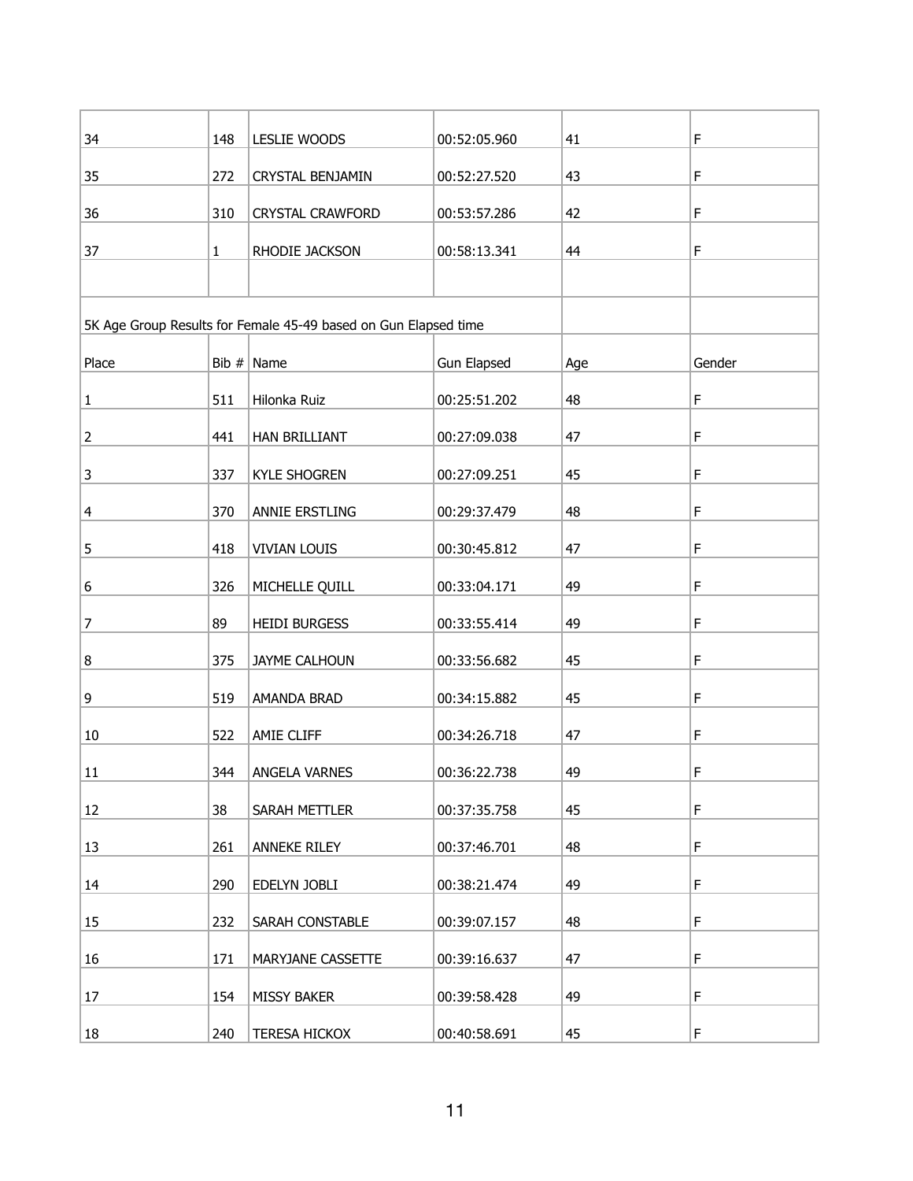| | | | | | |
|---|---|---|---|---|---|
| 34 | 148 | LESLIE WOODS | 00:52:05.960 | 41 | F |
| 35 | 272 | CRYSTAL BENJAMIN | 00:52:27.520 | 43 | F |
| 36 | 310 | CRYSTAL CRAWFORD | 00:53:57.286 | 42 | F |
| 37 | 1 | RHODIE JACKSON | 00:58:13.341 | 44 | F |

5K Age Group Results for Female 45-49 based on Gun Elapsed time

| Place | Bib # | Name | Gun Elapsed | Age | Gender |
|---|---|---|---|---|---|
| 1 | 511 | Hilonka Ruiz | 00:25:51.202 | 48 | F |
| 2 | 441 | HAN BRILLIANT | 00:27:09.038 | 47 | F |
| 3 | 337 | KYLE SHOGREN | 00:27:09.251 | 45 | F |
| 4 | 370 | ANNIE ERSTLING | 00:29:37.479 | 48 | F |
| 5 | 418 | VIVIAN LOUIS | 00:30:45.812 | 47 | F |
| 6 | 326 | MICHELLE QUILL | 00:33:04.171 | 49 | F |
| 7 | 89 | HEIDI BURGESS | 00:33:55.414 | 49 | F |
| 8 | 375 | JAYME CALHOUN | 00:33:56.682 | 45 | F |
| 9 | 519 | AMANDA BRAD | 00:34:15.882 | 45 | F |
| 10 | 522 | AMIE CLIFF | 00:34:26.718 | 47 | F |
| 11 | 344 | ANGELA VARNES | 00:36:22.738 | 49 | F |
| 12 | 38 | SARAH METTLER | 00:37:35.758 | 45 | F |
| 13 | 261 | ANNEKE RILEY | 00:37:46.701 | 48 | F |
| 14 | 290 | EDELYN JOBLI | 00:38:21.474 | 49 | F |
| 15 | 232 | SARAH CONSTABLE | 00:39:07.157 | 48 | F |
| 16 | 171 | MARYJANE CASSETTE | 00:39:16.637 | 47 | F |
| 17 | 154 | MISSY BAKER | 00:39:58.428 | 49 | F |
| 18 | 240 | TERESA HICKOX | 00:40:58.691 | 45 | F |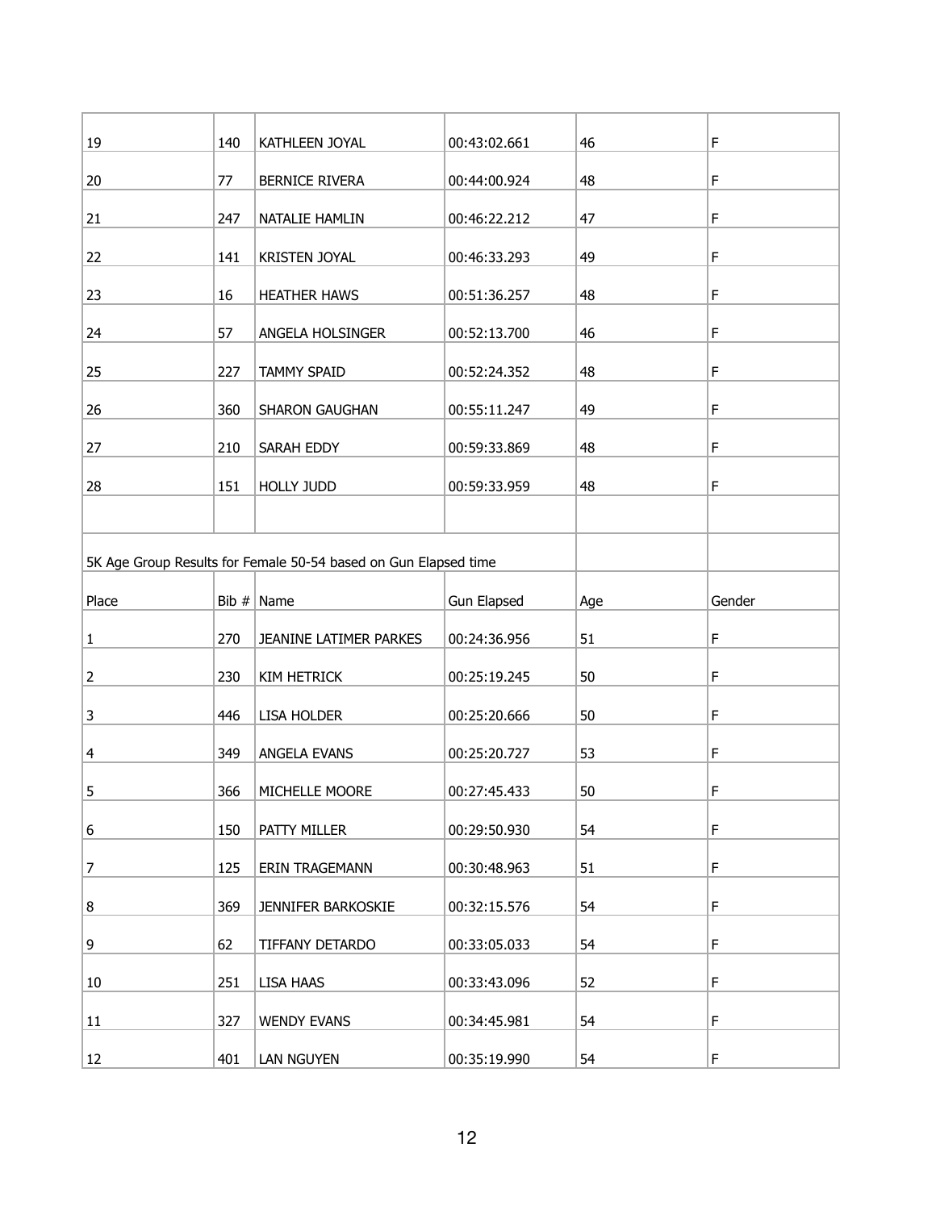| | | | | | |
|---|---|---|---|---|---|
| 19 | 140 | KATHLEEN JOYAL | 00:43:02.661 | 46 | F |
| 20 | 77 | BERNICE RIVERA | 00:44:00.924 | 48 | F |
| 21 | 247 | NATALIE HAMLIN | 00:46:22.212 | 47 | F |
| 22 | 141 | KRISTEN JOYAL | 00:46:33.293 | 49 | F |
| 23 | 16 | HEATHER HAWS | 00:51:36.257 | 48 | F |
| 24 | 57 | ANGELA HOLSINGER | 00:52:13.700 | 46 | F |
| 25 | 227 | TAMMY SPAID | 00:52:24.352 | 48 | F |
| 26 | 360 | SHARON GAUGHAN | 00:55:11.247 | 49 | F |
| 27 | 210 | SARAH EDDY | 00:59:33.869 | 48 | F |
| 28 | 151 | HOLLY JUDD | 00:59:33.959 | 48 | F |

5K Age Group Results for Female 50-54 based on Gun Elapsed time

| Place | Bib # | Name | Gun Elapsed | Age | Gender |
|---|---|---|---|---|---|
| 1 | 270 | JEANINE LATIMER PARKES | 00:24:36.956 | 51 | F |
| 2 | 230 | KIM HETRICK | 00:25:19.245 | 50 | F |
| 3 | 446 | LISA HOLDER | 00:25:20.666 | 50 | F |
| 4 | 349 | ANGELA EVANS | 00:25:20.727 | 53 | F |
| 5 | 366 | MICHELLE MOORE | 00:27:45.433 | 50 | F |
| 6 | 150 | PATTY MILLER | 00:29:50.930 | 54 | F |
| 7 | 125 | ERIN TRAGEMANN | 00:30:48.963 | 51 | F |
| 8 | 369 | JENNIFER BARKOSKIE | 00:32:15.576 | 54 | F |
| 9 | 62 | TIFFANY DETARDO | 00:33:05.033 | 54 | F |
| 10 | 251 | LISA HAAS | 00:33:43.096 | 52 | F |
| 11 | 327 | WENDY EVANS | 00:34:45.981 | 54 | F |
| 12 | 401 | LAN NGUYEN | 00:35:19.990 | 54 | F |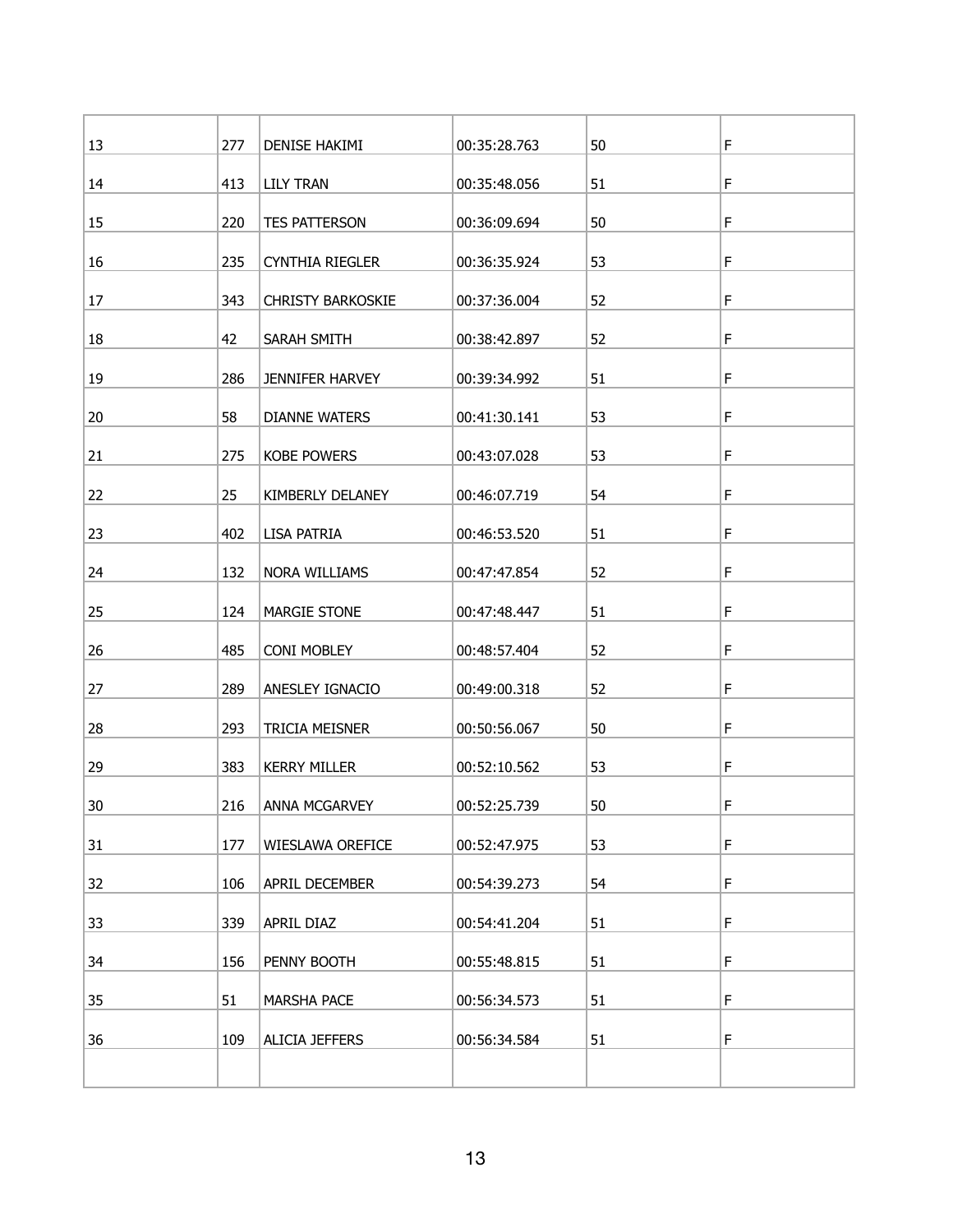| | | | | | |
|---|---|---|---|---|---|
| 13 | 277 | DENISE HAKIMI | 00:35:28.763 | 50 | F |
| 14 | 413 | LILY TRAN | 00:35:48.056 | 51 | F |
| 15 | 220 | TES PATTERSON | 00:36:09.694 | 50 | F |
| 16 | 235 | CYNTHIA RIEGLER | 00:36:35.924 | 53 | F |
| 17 | 343 | CHRISTY BARKOSKIE | 00:37:36.004 | 52 | F |
| 18 | 42 | SARAH SMITH | 00:38:42.897 | 52 | F |
| 19 | 286 | JENNIFER HARVEY | 00:39:34.992 | 51 | F |
| 20 | 58 | DIANNE WATERS | 00:41:30.141 | 53 | F |
| 21 | 275 | KOBE POWERS | 00:43:07.028 | 53 | F |
| 22 | 25 | KIMBERLY DELANEY | 00:46:07.719 | 54 | F |
| 23 | 402 | LISA PATRIA | 00:46:53.520 | 51 | F |
| 24 | 132 | NORA WILLIAMS | 00:47:47.854 | 52 | F |
| 25 | 124 | MARGIE STONE | 00:47:48.447 | 51 | F |
| 26 | 485 | CONI MOBLEY | 00:48:57.404 | 52 | F |
| 27 | 289 | ANESLEY IGNACIO | 00:49:00.318 | 52 | F |
| 28 | 293 | TRICIA MEISNER | 00:50:56.067 | 50 | F |
| 29 | 383 | KERRY MILLER | 00:52:10.562 | 53 | F |
| 30 | 216 | ANNA MCGARVEY | 00:52:25.739 | 50 | F |
| 31 | 177 | WIESLAWA OREFICE | 00:52:47.975 | 53 | F |
| 32 | 106 | APRIL DECEMBER | 00:54:39.273 | 54 | F |
| 33 | 339 | APRIL DIAZ | 00:54:41.204 | 51 | F |
| 34 | 156 | PENNY BOOTH | 00:55:48.815 | 51 | F |
| 35 | 51 | MARSHA PACE | 00:56:34.573 | 51 | F |
| 36 | 109 | ALICIA JEFFERS | 00:56:34.584 | 51 | F |
| | | | | | |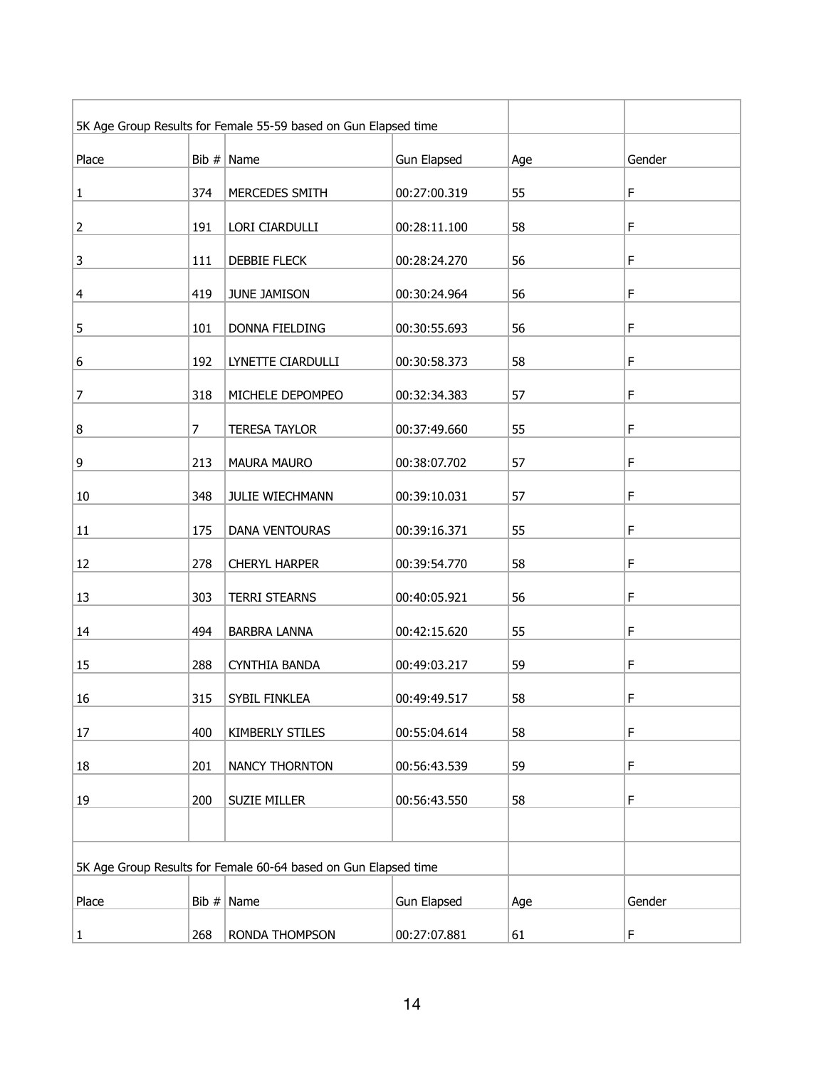| 5K Age Group Results for Female 55-59 based on Gun Elapsed time | | | | | |
|---|---|---|---|---|---|
| Place | Bib # | Name | Gun Elapsed | Age | Gender |
| 1 | 374 | MERCEDES SMITH | 00:27:00.319 | 55 | F |
| 2 | 191 | LORI CIARDULLI | 00:28:11.100 | 58 | F |
| 3 | 111 | DEBBIE FLECK | 00:28:24.270 | 56 | F |
| 4 | 419 | JUNE JAMISON | 00:30:24.964 | 56 | F |
| 5 | 101 | DONNA FIELDING | 00:30:55.693 | 56 | F |
| 6 | 192 | LYNETTE CIARDULLI | 00:30:58.373 | 58 | F |
| 7 | 318 | MICHELE DEPOMPEO | 00:32:34.383 | 57 | F |
| 8 | 7 | TERESA TAYLOR | 00:37:49.660 | 55 | F |
| 9 | 213 | MAURA MAURO | 00:38:07.702 | 57 | F |
| 10 | 348 | JULIE WIECHMANN | 00:39:10.031 | 57 | F |
| 11 | 175 | DANA VENTOURAS | 00:39:16.371 | 55 | F |
| 12 | 278 | CHERYL HARPER | 00:39:54.770 | 58 | F |
| 13 | 303 | TERRI STEARNS | 00:40:05.921 | 56 | F |
| 14 | 494 | BARBRA LANNA | 00:42:15.620 | 55 | F |
| 15 | 288 | CYNTHIA BANDA | 00:49:03.217 | 59 | F |
| 16 | 315 | SYBIL FINKLEA | 00:49:49.517 | 58 | F |
| 17 | 400 | KIMBERLY STILES | 00:55:04.614 | 58 | F |
| 18 | 201 | NANCY THORNTON | 00:56:43.539 | 59 | F |
| 19 | 200 | SUZIE MILLER | 00:56:43.550 | 58 | F |

| 5K Age Group Results for Female 60-64 based on Gun Elapsed time | | | | | |
|---|---|---|---|---|---|
| Place | Bib # | Name | Gun Elapsed | Age | Gender |
| 1 | 268 | RONDA THOMPSON | 00:27:07.881 | 61 | F |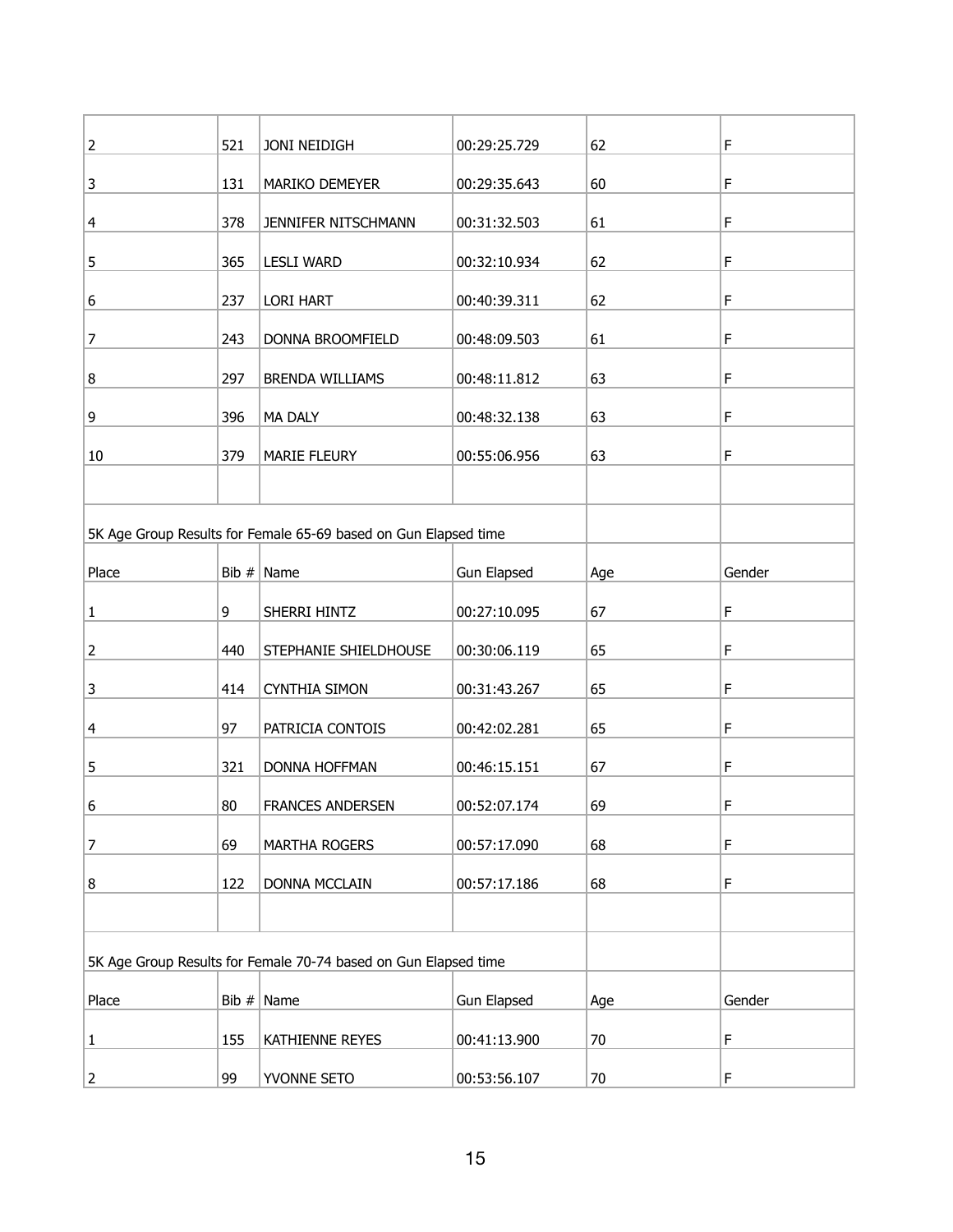| | | | | | |
|---|---|---|---|---|---|
| 2 | 521 | JONI NEIDIGH | 00:29:25.729 | 62 | F |
| 3 | 131 | MARIKO DEMEYER | 00:29:35.643 | 60 | F |
| 4 | 378 | JENNIFER NITSCHMANN | 00:31:32.503 | 61 | F |
| 5 | 365 | LESLI WARD | 00:32:10.934 | 62 | F |
| 6 | 237 | LORI HART | 00:40:39.311 | 62 | F |
| 7 | 243 | DONNA BROOMFIELD | 00:48:09.503 | 61 | F |
| 8 | 297 | BRENDA WILLIAMS | 00:48:11.812 | 63 | F |
| 9 | 396 | MA DALY | 00:48:32.138 | 63 | F |
| 10 | 379 | MARIE FLEURY | 00:55:06.956 | 63 | F |

5K Age Group Results for Female 65-69 based on Gun Elapsed time

| Place | Bib # | Name | Gun Elapsed | Age | Gender |
|---|---|---|---|---|---|
| 1 | 9 | SHERRI HINTZ | 00:27:10.095 | 67 | F |
| 2 | 440 | STEPHANIE SHIELDHOUSE | 00:30:06.119 | 65 | F |
| 3 | 414 | CYNTHIA SIMON | 00:31:43.267 | 65 | F |
| 4 | 97 | PATRICIA CONTOIS | 00:42:02.281 | 65 | F |
| 5 | 321 | DONNA HOFFMAN | 00:46:15.151 | 67 | F |
| 6 | 80 | FRANCES ANDERSEN | 00:52:07.174 | 69 | F |
| 7 | 69 | MARTHA ROGERS | 00:57:17.090 | 68 | F |
| 8 | 122 | DONNA MCCLAIN | 00:57:17.186 | 68 | F |

5K Age Group Results for Female 70-74 based on Gun Elapsed time

| Place | Bib # | Name | Gun Elapsed | Age | Gender |
|---|---|---|---|---|---|
| 1 | 155 | KATHIENNE REYES | 00:41:13.900 | 70 | F |
| 2 | 99 | YVONNE SETO | 00:53:56.107 | 70 | F |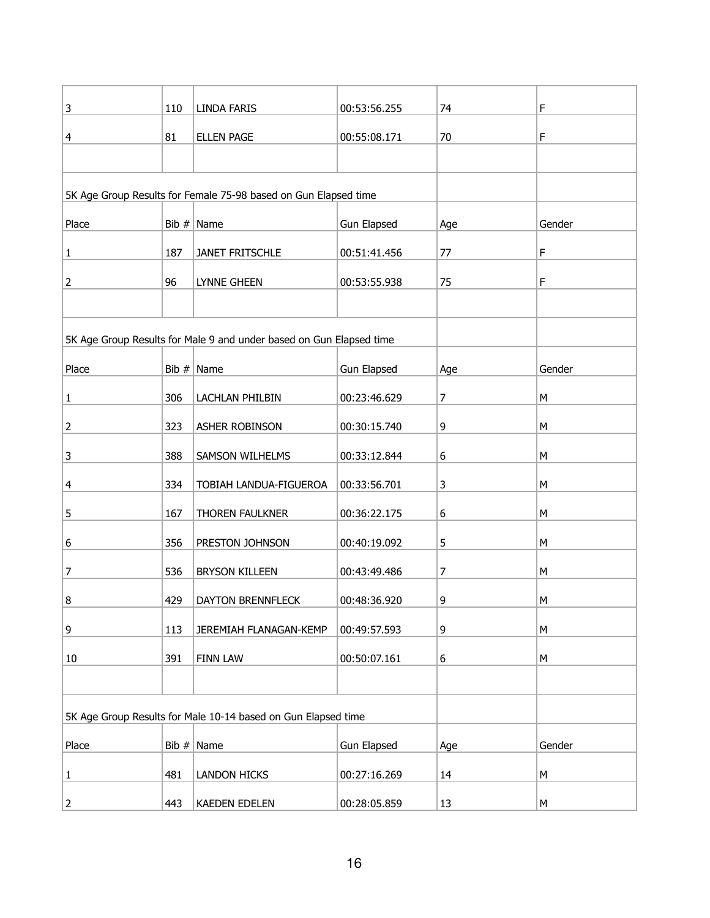| 3 | 110 | LINDA FARIS | 00:53:56.255 | 74 | F |
|---|---|---|---|---|---|
| 4 | 81 | ELLEN PAGE | 00:55:08.171 | 70 | F |

5K Age Group Results for Female 75-98 based on Gun Elapsed time

| Place | Bib # | Name | Gun Elapsed | Age | Gender |
|---|---|---|---|---|---|
| 1 | 187 | JANET FRITSCHLE | 00:51:41.456 | 77 | F |
| 2 | 96 | LYNNE GHEEN | 00:53:55.938 | 75 | F |

5K Age Group Results for Male 9 and under based on Gun Elapsed time

| Place | Bib # | Name | Gun Elapsed | Age | Gender |
|---|---|---|---|---|---|
| 1 | 306 | LACHLAN PHILBIN | 00:23:46.629 | 7 | M |
| 2 | 323 | ASHER ROBINSON | 00:30:15.740 | 9 | M |
| 3 | 388 | SAMSON WILHELMS | 00:33:12.844 | 6 | M |
| 4 | 334 | TOBIAH LANDUA-FIGUEROA | 00:33:56.701 | 3 | M |
| 5 | 167 | THOREN FAULKNER | 00:36:22.175 | 6 | M |
| 6 | 356 | PRESTON JOHNSON | 00:40:19.092 | 5 | M |
| 7 | 536 | BRYSON KILLEEN | 00:43:49.486 | 7 | M |
| 8 | 429 | DAYTON BRENNFLECK | 00:48:36.920 | 9 | M |
| 9 | 113 | JEREMIAH FLANAGAN-KEMP | 00:49:57.593 | 9 | M |
| 10 | 391 | FINN LAW | 00:50:07.161 | 6 | M |

5K Age Group Results for Male 10-14 based on Gun Elapsed time

| Place | Bib # | Name | Gun Elapsed | Age | Gender |
|---|---|---|---|---|---|
| 1 | 481 | LANDON HICKS | 00:27:16.269 | 14 | M |
| 2 | 443 | KAEDEN EDELEN | 00:28:05.859 | 13 | M |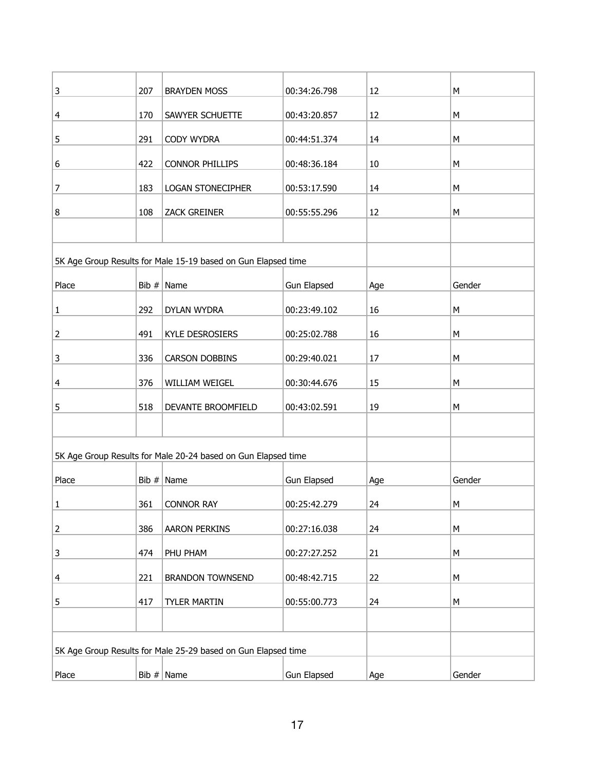| | | | | | |
|---|---|---|---|---|---|
| 3 | 207 | BRAYDEN MOSS | 00:34:26.798 | 12 | M |
| 4 | 170 | SAWYER SCHUETTE | 00:43:20.857 | 12 | M |
| 5 | 291 | CODY WYDRA | 00:44:51.374 | 14 | M |
| 6 | 422 | CONNOR PHILLIPS | 00:48:36.184 | 10 | M |
| 7 | 183 | LOGAN STONECIPHER | 00:53:17.590 | 14 | M |
| 8 | 108 | ZACK GREINER | 00:55:55.296 | 12 | M |

5K Age Group Results for Male 15-19 based on Gun Elapsed time

| Place | Bib # | Name | Gun Elapsed | Age | Gender |
|---|---|---|---|---|---|
| 1 | 292 | DYLAN WYDRA | 00:23:49.102 | 16 | M |
| 2 | 491 | KYLE DESROSIERS | 00:25:02.788 | 16 | M |
| 3 | 336 | CARSON DOBBINS | 00:29:40.021 | 17 | M |
| 4 | 376 | WILLIAM WEIGEL | 00:30:44.676 | 15 | M |
| 5 | 518 | DEVANTE BROOMFIELD | 00:43:02.591 | 19 | M |

5K Age Group Results for Male 20-24 based on Gun Elapsed time

| Place | Bib # | Name | Gun Elapsed | Age | Gender |
|---|---|---|---|---|---|
| 1 | 361 | CONNOR RAY | 00:25:42.279 | 24 | M |
| 2 | 386 | AARON PERKINS | 00:27:16.038 | 24 | M |
| 3 | 474 | PHU PHAM | 00:27:27.252 | 21 | M |
| 4 | 221 | BRANDON TOWNSEND | 00:48:42.715 | 22 | M |
| 5 | 417 | TYLER MARTIN | 00:55:00.773 | 24 | M |

5K Age Group Results for Male 25-29 based on Gun Elapsed time

| Place | Bib # | Name | Gun Elapsed | Age | Gender |
|---|---|---|---|---|---|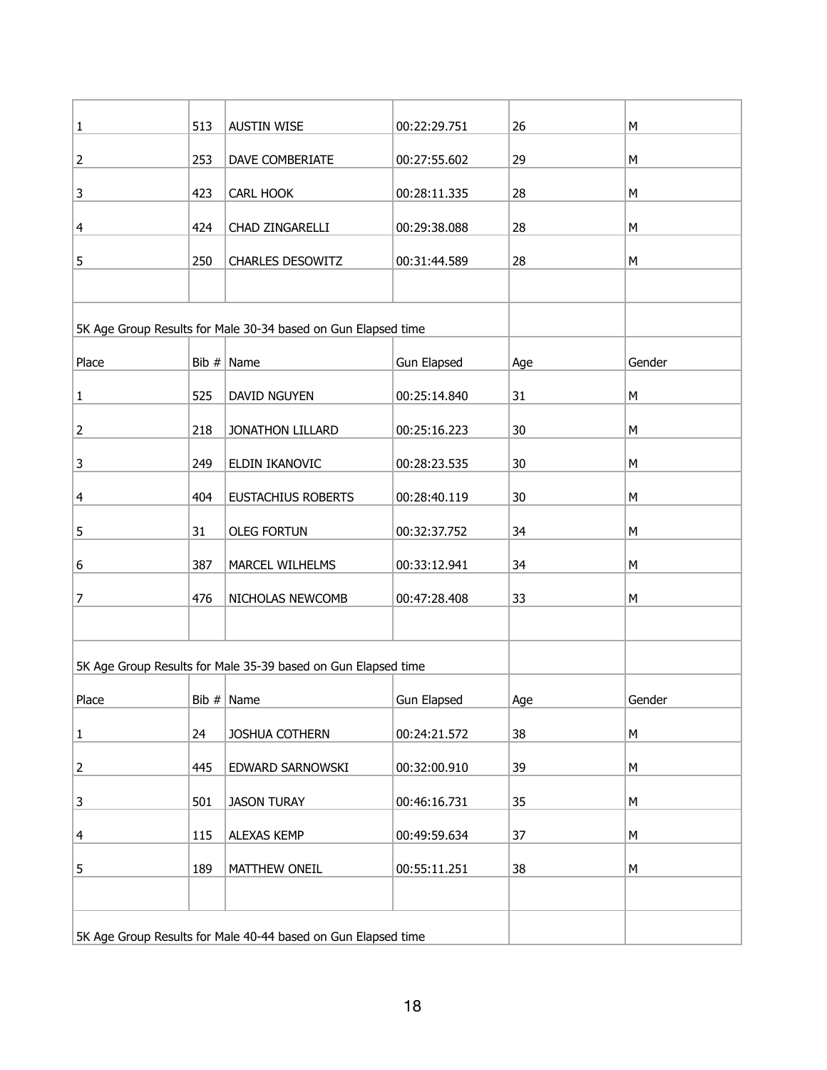| | | | | | |
|---|---|---|---|---|---|
| 1 | 513 | AUSTIN WISE | 00:22:29.751 | 26 | M |
| 2 | 253 | DAVE COMBERIATE | 00:27:55.602 | 29 | M |
| 3 | 423 | CARL HOOK | 00:28:11.335 | 28 | M |
| 4 | 424 | CHAD ZINGARELLI | 00:29:38.088 | 28 | M |
| 5 | 250 | CHARLES DESOWITZ | 00:31:44.589 | 28 | M |

5K Age Group Results for Male 30-34 based on Gun Elapsed time

| Place | Bib # | Name | Gun Elapsed | Age | Gender |
|---|---|---|---|---|---|
| 1 | 525 | DAVID NGUYEN | 00:25:14.840 | 31 | M |
| 2 | 218 | JONATHON LILLARD | 00:25:16.223 | 30 | M |
| 3 | 249 | ELDIN IKANOVIC | 00:28:23.535 | 30 | M |
| 4 | 404 | EUSTACHIUS ROBERTS | 00:28:40.119 | 30 | M |
| 5 | 31 | OLEG FORTUN | 00:32:37.752 | 34 | M |
| 6 | 387 | MARCEL WILHELMS | 00:33:12.941 | 34 | M |
| 7 | 476 | NICHOLAS NEWCOMB | 00:47:28.408 | 33 | M |

5K Age Group Results for Male 35-39 based on Gun Elapsed time

| Place | Bib # | Name | Gun Elapsed | Age | Gender |
|---|---|---|---|---|---|
| 1 | 24 | JOSHUA COTHERN | 00:24:21.572 | 38 | M |
| 2 | 445 | EDWARD SARNOWSKI | 00:32:00.910 | 39 | M |
| 3 | 501 | JASON TURAY | 00:46:16.731 | 35 | M |
| 4 | 115 | ALEXAS KEMP | 00:49:59.634 | 37 | M |
| 5 | 189 | MATTHEW ONEIL | 00:55:11.251 | 38 | M |

5K Age Group Results for Male 40-44 based on Gun Elapsed time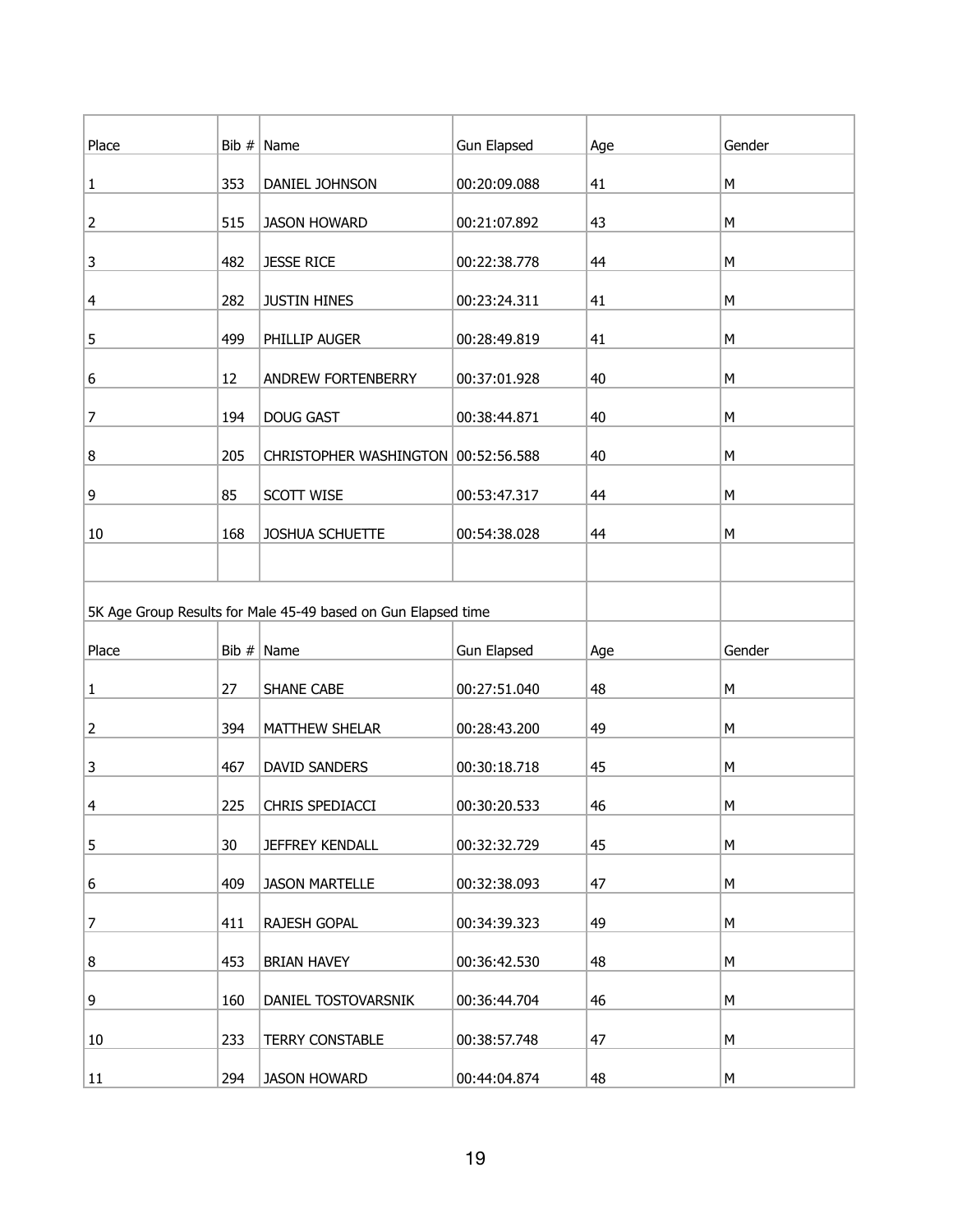| Place | Bib # | Name | Gun Elapsed | Age | Gender |
|---|---|---|---|---|---|
| 1 | 353 | DANIEL JOHNSON | 00:20:09.088 | 41 | M |
| 2 | 515 | JASON HOWARD | 00:21:07.892 | 43 | M |
| 3 | 482 | JESSE RICE | 00:22:38.778 | 44 | M |
| 4 | 282 | JUSTIN HINES | 00:23:24.311 | 41 | M |
| 5 | 499 | PHILLIP AUGER | 00:28:49.819 | 41 | M |
| 6 | 12 | ANDREW FORTENBERRY | 00:37:01.928 | 40 | M |
| 7 | 194 | DOUG GAST | 00:38:44.871 | 40 | M |
| 8 | 205 | CHRISTOPHER WASHINGTON | 00:52:56.588 | 40 | M |
| 9 | 85 | SCOTT WISE | 00:53:47.317 | 44 | M |
| 10 | 168 | JOSHUA SCHUETTE | 00:54:38.028 | 44 | M |

5K Age Group Results for Male 45-49 based on Gun Elapsed time

| Place | Bib # | Name | Gun Elapsed | Age | Gender |
|---|---|---|---|---|---|
| 1 | 27 | SHANE CABE | 00:27:51.040 | 48 | M |
| 2 | 394 | MATTHEW SHELAR | 00:28:43.200 | 49 | M |
| 3 | 467 | DAVID SANDERS | 00:30:18.718 | 45 | M |
| 4 | 225 | CHRIS SPEDIACCI | 00:30:20.533 | 46 | M |
| 5 | 30 | JEFFREY KENDALL | 00:32:32.729 | 45 | M |
| 6 | 409 | JASON MARTELLE | 00:32:38.093 | 47 | M |
| 7 | 411 | RAJESH GOPAL | 00:34:39.323 | 49 | M |
| 8 | 453 | BRIAN HAVEY | 00:36:42.530 | 48 | M |
| 9 | 160 | DANIEL TOSTOVARSNIK | 00:36:44.704 | 46 | M |
| 10 | 233 | TERRY CONSTABLE | 00:38:57.748 | 47 | M |
| 11 | 294 | JASON HOWARD | 00:44:04.874 | 48 | M |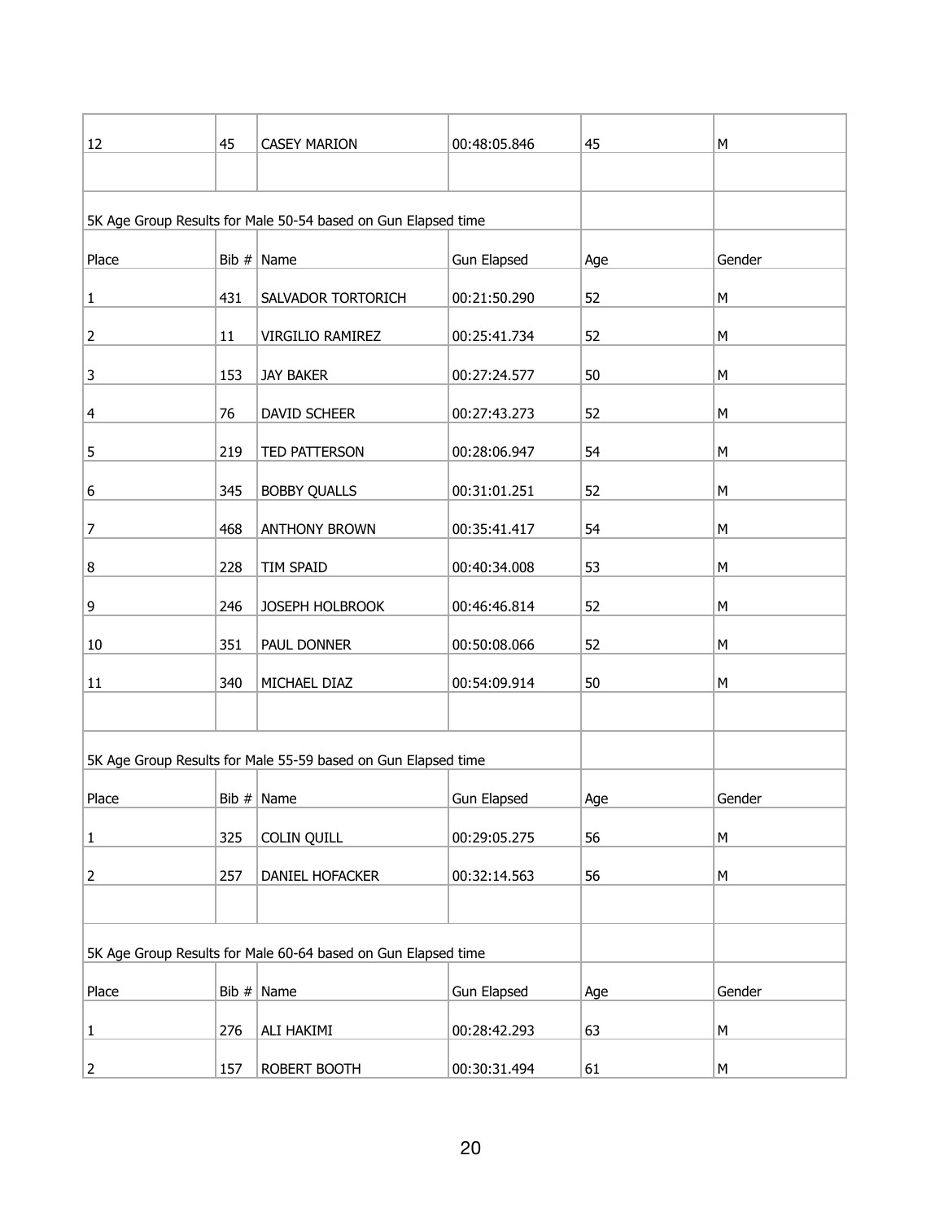| 12 | 45 | CASEY MARION | 00:48:05.846 | 45 | M |
|---|---|---|---|---|---|

5K Age Group Results for Male 50-54 based on Gun Elapsed time

| Place | Bib # | Name | Gun Elapsed | Age | Gender |
|---|---|---|---|---|---|
| 1 | 431 | SALVADOR TORTORICH | 00:21:50.290 | 52 | M |
| 2 | 11 | VIRGILIO RAMIREZ | 00:25:41.734 | 52 | M |
| 3 | 153 | JAY BAKER | 00:27:24.577 | 50 | M |
| 4 | 76 | DAVID SCHEER | 00:27:43.273 | 52 | M |
| 5 | 219 | TED PATTERSON | 00:28:06.947 | 54 | M |
| 6 | 345 | BOBBY QUALLS | 00:31:01.251 | 52 | M |
| 7 | 468 | ANTHONY BROWN | 00:35:41.417 | 54 | M |
| 8 | 228 | TIM SPAID | 00:40:34.008 | 53 | M |
| 9 | 246 | JOSEPH HOLBROOK | 00:46:46.814 | 52 | M |
| 10 | 351 | PAUL DONNER | 00:50:08.066 | 52 | M |
| 11 | 340 | MICHAEL DIAZ | 00:54:09.914 | 50 | M |

5K Age Group Results for Male 55-59 based on Gun Elapsed time

| Place | Bib # | Name | Gun Elapsed | Age | Gender |
|---|---|---|---|---|---|
| 1 | 325 | COLIN QUILL | 00:29:05.275 | 56 | M |
| 2 | 257 | DANIEL HOFACKER | 00:32:14.563 | 56 | M |

5K Age Group Results for Male 60-64 based on Gun Elapsed time

| Place | Bib # | Name | Gun Elapsed | Age | Gender |
|---|---|---|---|---|---|
| 1 | 276 | ALI HAKIMI | 00:28:42.293 | 63 | M |
| 2 | 157 | ROBERT BOOTH | 00:30:31.494 | 61 | M |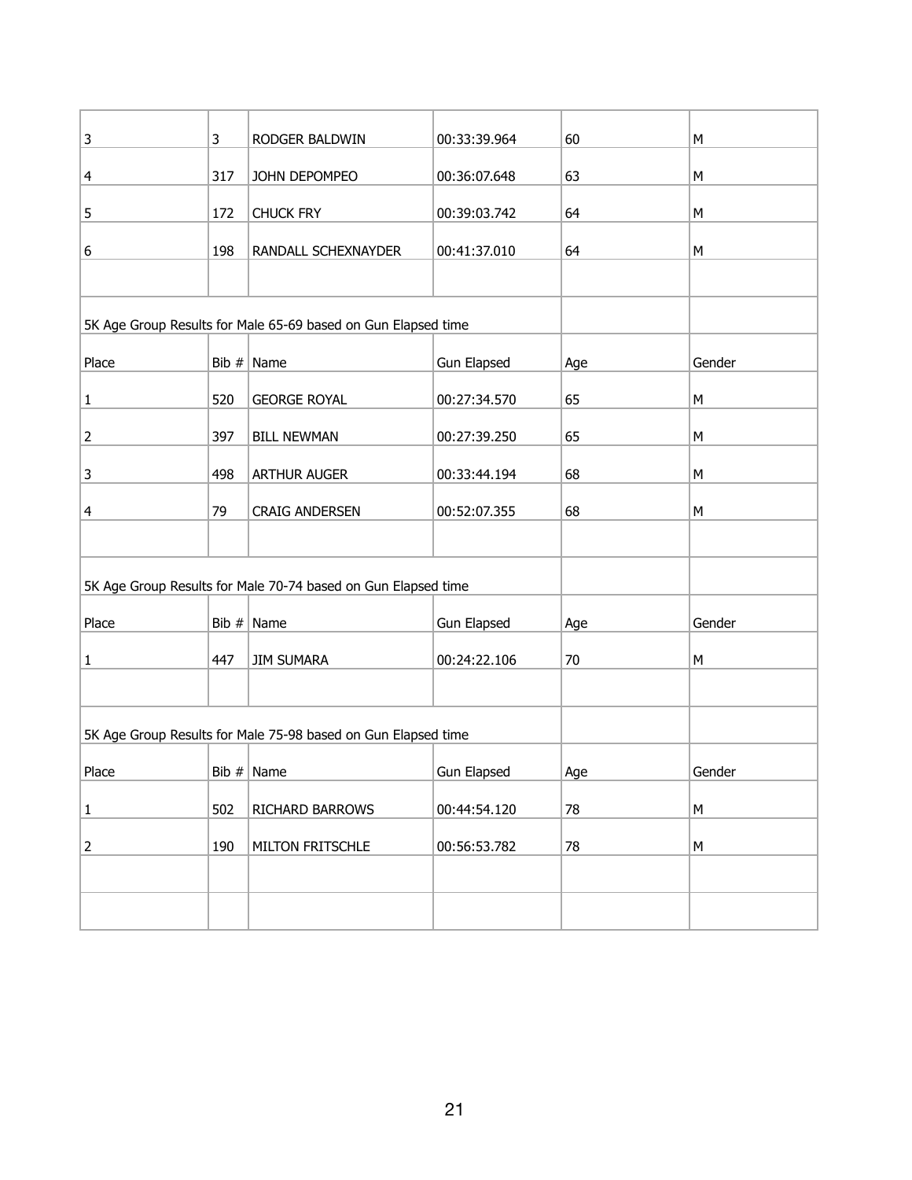| | | | | | |
|---|---|---|---|---|---|
| 3 | 3 | RODGER BALDWIN | 00:33:39.964 | 60 | M |
| 4 | 317 | JOHN DEPOMPEO | 00:36:07.648 | 63 | M |
| 5 | 172 | CHUCK FRY | 00:39:03.742 | 64 | M |
| 6 | 198 | RANDALL SCHEXNAYDER | 00:41:37.010 | 64 | M |
| | | | | | |

| 5K Age Group Results for Male 65-69 based on Gun Elapsed time | | | | | |
|---|---|---|---|---|---|
| Place | Bib # | Name | Gun Elapsed | Age | Gender |
| 1 | 520 | GEORGE ROYAL | 00:27:34.570 | 65 | M |
| 2 | 397 | BILL NEWMAN | 00:27:39.250 | 65 | M |
| 3 | 498 | ARTHUR AUGER | 00:33:44.194 | 68 | M |
| 4 | 79 | CRAIG ANDERSEN | 00:52:07.355 | 68 | M |
| | | | | | |

| 5K Age Group Results for Male 70-74 based on Gun Elapsed time | | | | | |
|---|---|---|---|---|---|
| Place | Bib # | Name | Gun Elapsed | Age | Gender |
| 1 | 447 | JIM SUMARA | 00:24:22.106 | 70 | M |
| | | | | | |

| 5K Age Group Results for Male 75-98 based on Gun Elapsed time | | | | | |
|---|---|---|---|---|---|
| Place | Bib # | Name | Gun Elapsed | Age | Gender |
| 1 | 502 | RICHARD BARROWS | 00:44:54.120 | 78 | M |
| 2 | 190 | MILTON FRITSCHLE | 00:56:53.782 | 78 | M |
| | | | | | |
| | | | | | |